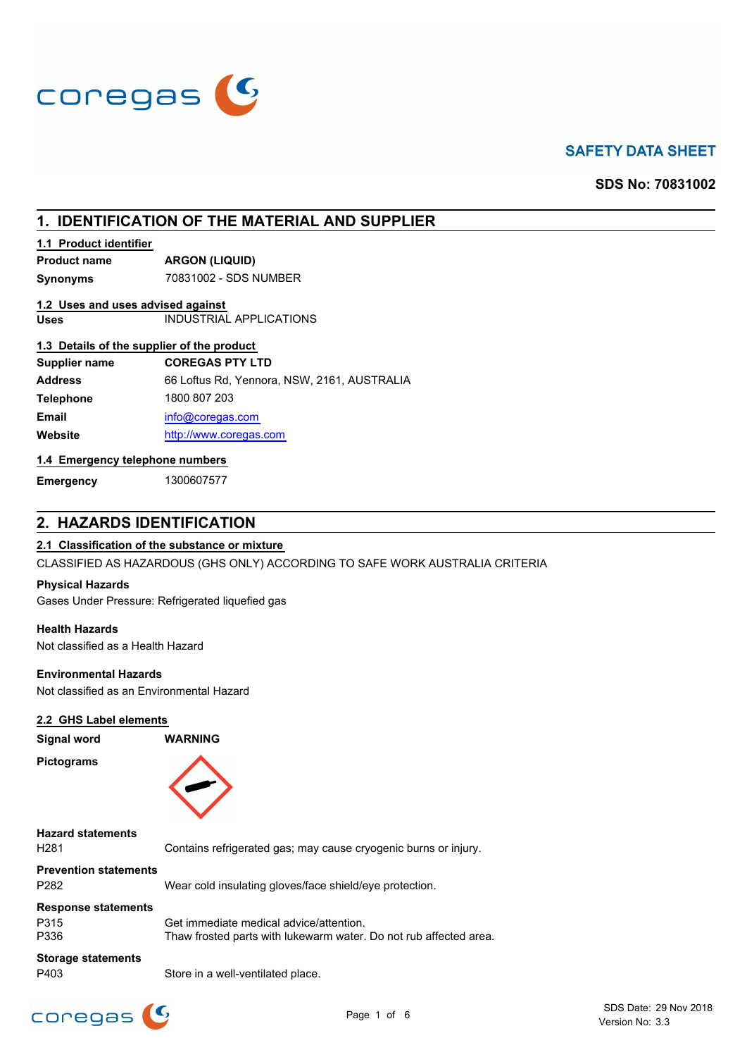# SAFETY DATA SHEET

**SDS No: 70831002**

## 1. IDENTIFICATION OF THE MATERIAL AND SUPPLIER

### 1.1 Product identifier

| | |
|---|---|
| **Product name** | **ARGON (LIQUID)** |
| **Synonyms** | 70831002 - SDS NUMBER |

### 1.2 Uses and uses advised against

| | |
|---|---|
| **Uses** | INDUSTRIAL APPLICATIONS |

### 1.3 Details of the supplier of the product

| | |
|---|---|
| **Supplier name** | **COREGAS PTY LTD** |
| **Address** | 66 Loftus Rd, Yennora, NSW, 2161, AUSTRALIA |
| **Telephone** | 1800 807 203 |
| **Email** | info@coregas.com |
| **Website** | http://www.coregas.com |

### 1.4 Emergency telephone numbers

| | |
|---|---|
| **Emergency** | 1300607577 |

## 2. HAZARDS IDENTIFICATION

### 2.1 Classification of the substance or mixture

CLASSIFIED AS HAZARDOUS (GHS ONLY) ACCORDING TO SAFE WORK AUSTRALIA CRITERIA

**Physical Hazards**

Gases Under Pressure: Refrigerated liquefied gas

**Health Hazards**

Not classified as a Health Hazard

**Environmental Hazards**

Not classified as an Environmental Hazard

### 2.2 GHS Label elements

**Signal word** **WARNING**

**Pictograms**

**Hazard statements**

| | |
|---|---|
| H281 | Contains refrigerated gas; may cause cryogenic burns or injury. |

**Prevention statements**

| | |
|---|---|
| P282 | Wear cold insulating gloves/face shield/eye protection. |

**Response statements**

| | |
|---|---|
| P315 | Get immediate medical advice/attention. |
| P336 | Thaw frosted parts with lukewarm water. Do not rub affected area. |

**Storage statements**

| | |
|---|---|
| P403 | Store in a well-ventilated place. |

SDS Date: 29 Nov 2018
Version No: 3.3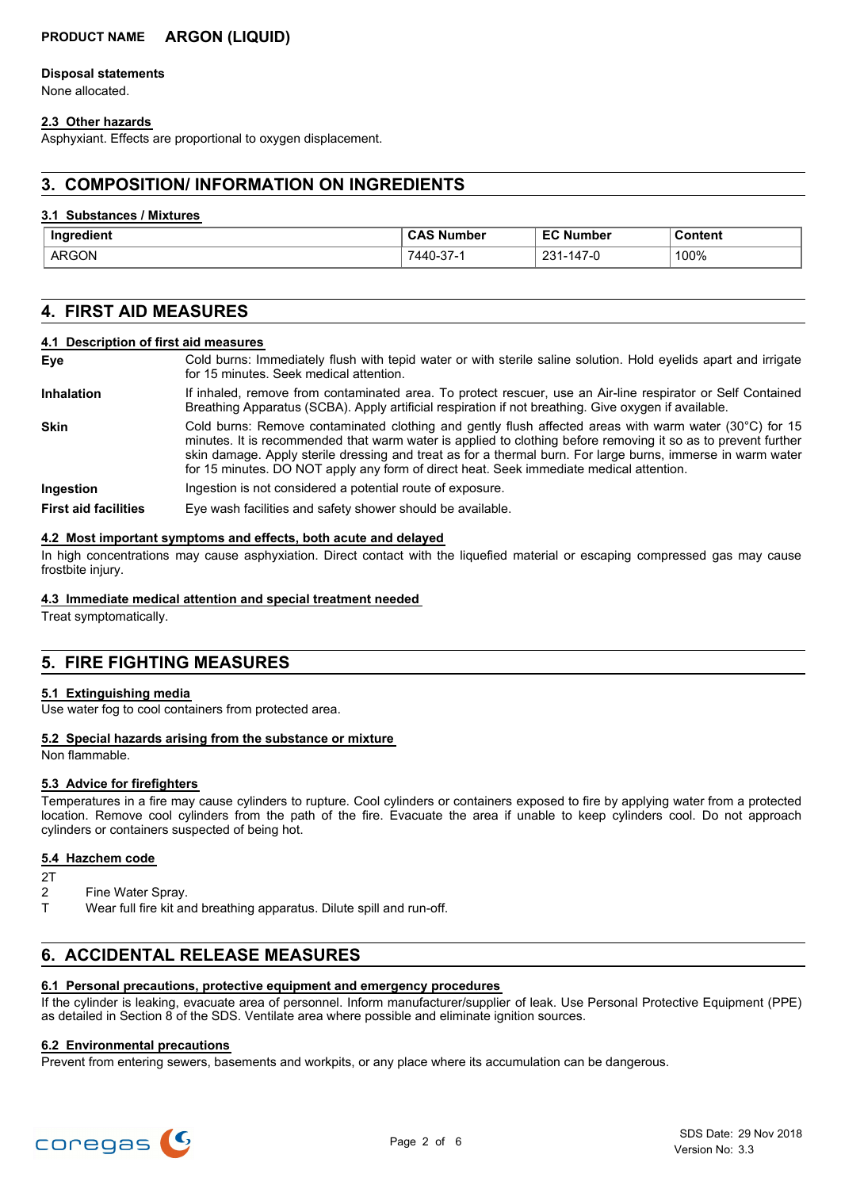**PRODUCT NAME ARGON (LIQUID)**

**Disposal statements**

None allocated.

### 2.3 Other hazards

Asphyxiant. Effects are proportional to oxygen displacement.

## 3. COMPOSITION/ INFORMATION ON INGREDIENTS

### 3.1 Substances / Mixtures

| Ingredient | CAS Number | EC Number | Content |
|---|---|---|---|
| ARGON | 7440-37-1 | 231-147-0 | 100% |

## 4. FIRST AID MEASURES

### 4.1 Description of first aid measures

**Eye** Cold burns: Immediately flush with tepid water or with sterile saline solution. Hold eyelids apart and irrigate for 15 minutes. Seek medical attention.

**Inhalation** If inhaled, remove from contaminated area. To protect rescuer, use an Air-line respirator or Self Contained Breathing Apparatus (SCBA). Apply artificial respiration if not breathing. Give oxygen if available.

**Skin** Cold burns: Remove contaminated clothing and gently flush affected areas with warm water (30°C) for 15 minutes. It is recommended that warm water is applied to clothing before removing it so as to prevent further skin damage. Apply sterile dressing and treat as for a thermal burn. For large burns, immerse in warm water for 15 minutes. DO NOT apply any form of direct heat. Seek immediate medical attention.

**Ingestion** Ingestion is not considered a potential route of exposure.

**First aid facilities** Eye wash facilities and safety shower should be available.

### 4.2 Most important symptoms and effects, both acute and delayed

In high concentrations may cause asphyxiation. Direct contact with the liquefied material or escaping compressed gas may cause frostbite injury.

### 4.3 Immediate medical attention and special treatment needed

Treat symptomatically.

## 5. FIRE FIGHTING MEASURES

### 5.1 Extinguishing media

Use water fog to cool containers from protected area.

### 5.2 Special hazards arising from the substance or mixture

Non flammable.

### 5.3 Advice for firefighters

Temperatures in a fire may cause cylinders to rupture. Cool cylinders or containers exposed to fire by applying water from a protected location. Remove cool cylinders from the path of the fire. Evacuate the area if unable to keep cylinders cool. Do not approach cylinders or containers suspected of being hot.

### 5.4 Hazchem code

2T

2 Fine Water Spray.

T Wear full fire kit and breathing apparatus. Dilute spill and run-off.

## 6. ACCIDENTAL RELEASE MEASURES

### 6.1 Personal precautions, protective equipment and emergency procedures

If the cylinder is leaking, evacuate area of personnel. Inform manufacturer/supplier of leak. Use Personal Protective Equipment (PPE) as detailed in Section 8 of the SDS. Ventilate area where possible and eliminate ignition sources.

### 6.2 Environmental precautions

Prevent from entering sewers, basements and workpits, or any place where its accumulation can be dangerous.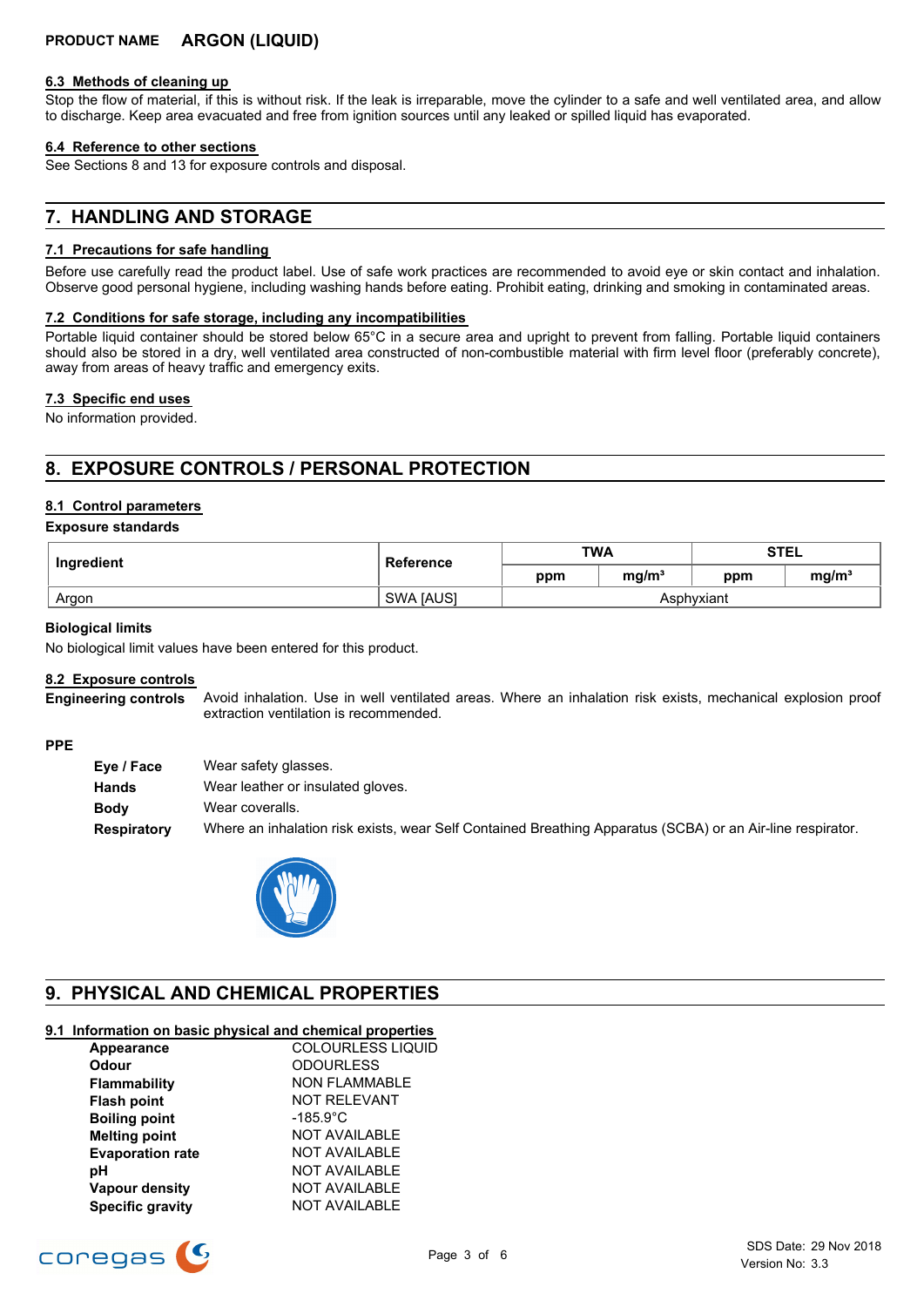### 6.3 Methods of cleaning up

Stop the flow of material, if this is without risk. If the leak is irreparable, move the cylinder to a safe and well ventilated area, and allow to discharge. Keep area evacuated and free from ignition sources until any leaked or spilled liquid has evaporated.

### 6.4 Reference to other sections

See Sections 8 and 13 for exposure controls and disposal.

## 7. HANDLING AND STORAGE

### 7.1 Precautions for safe handling

Before use carefully read the product label. Use of safe work practices are recommended to avoid eye or skin contact and inhalation. Observe good personal hygiene, including washing hands before eating. Prohibit eating, drinking and smoking in contaminated areas.

### 7.2 Conditions for safe storage, including any incompatibilities

Portable liquid container should be stored below 65°C in a secure area and upright to prevent from falling. Portable liquid containers should also be stored in a dry, well ventilated area constructed of non-combustible material with firm level floor (preferably concrete), away from areas of heavy traffic and emergency exits.

### 7.3 Specific end uses

No information provided.

## 8. EXPOSURE CONTROLS / PERSONAL PROTECTION

### 8.1 Control parameters

**Exposure standards**

| Ingredient | Reference | TWA | | STEL | |
|---|---|---|---|---|---|
| | | ppm | $mg/m^3$ | ppm | $mg/m^3$ |
| Argon | SWA [AUS] | Asphyxiant | | | |

**Biological limits**

No biological limit values have been entered for this product.

### 8.2 Exposure controls

**Engineering controls** Avoid inhalation. Use in well ventilated areas. Where an inhalation risk exists, mechanical explosion proof extraction ventilation is recommended.

**PPE**

- **Eye / Face** Wear safety glasses.
- **Hands** Wear leather or insulated gloves.
- **Body** Wear coveralls.
- **Respiratory** Where an inhalation risk exists, wear Self Contained Breathing Apparatus (SCBA) or an Air-line respirator.

## 9. PHYSICAL AND CHEMICAL PROPERTIES

### 9.1 Information on basic physical and chemical properties

| | |
|---|---|
| **Appearance** | COLOURLESS LIQUID |
| **Odour** | ODOURLESS |
| **Flammability** | NON FLAMMABLE |
| **Flash point** | NOT RELEVANT |
| **Boiling point** | -185.9°C |
| **Melting point** | NOT AVAILABLE |
| **Evaporation rate** | NOT AVAILABLE |
| **pH** | NOT AVAILABLE |
| **Vapour density** | NOT AVAILABLE |
| **Specific gravity** | NOT AVAILABLE |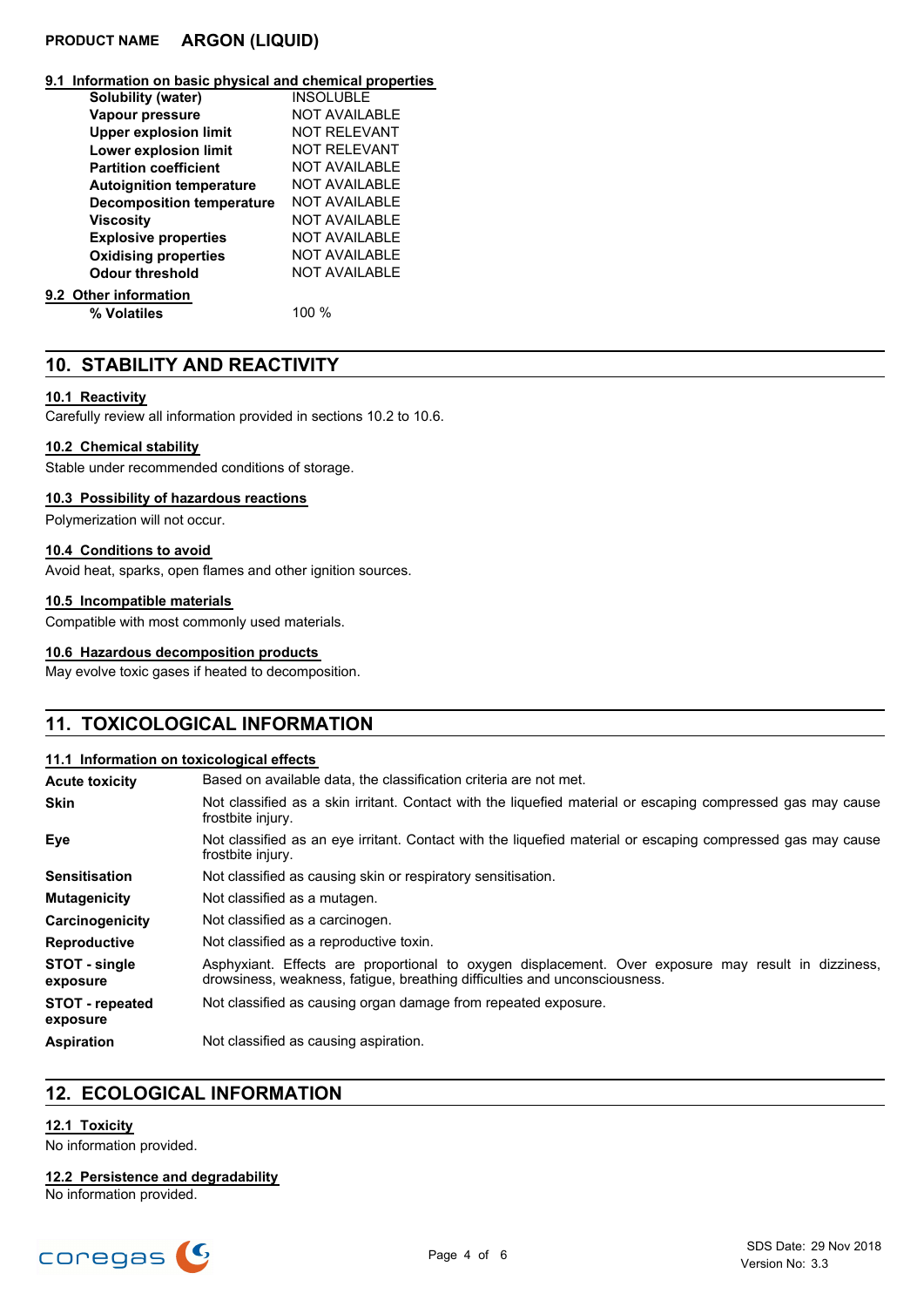**PRODUCT NAME ARGON (LIQUID)**

### 9.1 Information on basic physical and chemical properties

| | |
|---|---|
| **Solubility (water)** | INSOLUBLE |
| **Vapour pressure** | NOT AVAILABLE |
| **Upper explosion limit** | NOT RELEVANT |
| **Lower explosion limit** | NOT RELEVANT |
| **Partition coefficient** | NOT AVAILABLE |
| **Autoignition temperature** | NOT AVAILABLE |
| **Decomposition temperature** | NOT AVAILABLE |
| **Viscosity** | NOT AVAILABLE |
| **Explosive properties** | NOT AVAILABLE |
| **Oxidising properties** | NOT AVAILABLE |
| **Odour threshold** | NOT AVAILABLE |

### 9.2 Other information

| | |
|---|---|
| **% Volatiles** | 100 % |

## 10. STABILITY AND REACTIVITY

### 10.1 Reactivity

Carefully review all information provided in sections 10.2 to 10.6.

### 10.2 Chemical stability

Stable under recommended conditions of storage.

### 10.3 Possibility of hazardous reactions

Polymerization will not occur.

### 10.4 Conditions to avoid

Avoid heat, sparks, open flames and other ignition sources.

### 10.5 Incompatible materials

Compatible with most commonly used materials.

### 10.6 Hazardous decomposition products

May evolve toxic gases if heated to decomposition.

## 11. TOXICOLOGICAL INFORMATION

### 11.1 Information on toxicological effects

| | |
|---|---|
| **Acute toxicity** | Based on available data, the classification criteria are not met. |
| **Skin** | Not classified as a skin irritant. Contact with the liquefied material or escaping compressed gas may cause frostbite injury. |
| **Eye** | Not classified as an eye irritant. Contact with the liquefied material or escaping compressed gas may cause frostbite injury. |
| **Sensitisation** | Not classified as causing skin or respiratory sensitisation. |
| **Mutagenicity** | Not classified as a mutagen. |
| **Carcinogenicity** | Not classified as a carcinogen. |
| **Reproductive** | Not classified as a reproductive toxin. |
| **STOT - single exposure** | Asphyxiant. Effects are proportional to oxygen displacement. Over exposure may result in dizziness, drowsiness, weakness, fatigue, breathing difficulties and unconsciousness. |
| **STOT - repeated exposure** | Not classified as causing organ damage from repeated exposure. |
| **Aspiration** | Not classified as causing aspiration. |

## 12. ECOLOGICAL INFORMATION

### 12.1 Toxicity

No information provided.

### 12.2 Persistence and degradability

No information provided.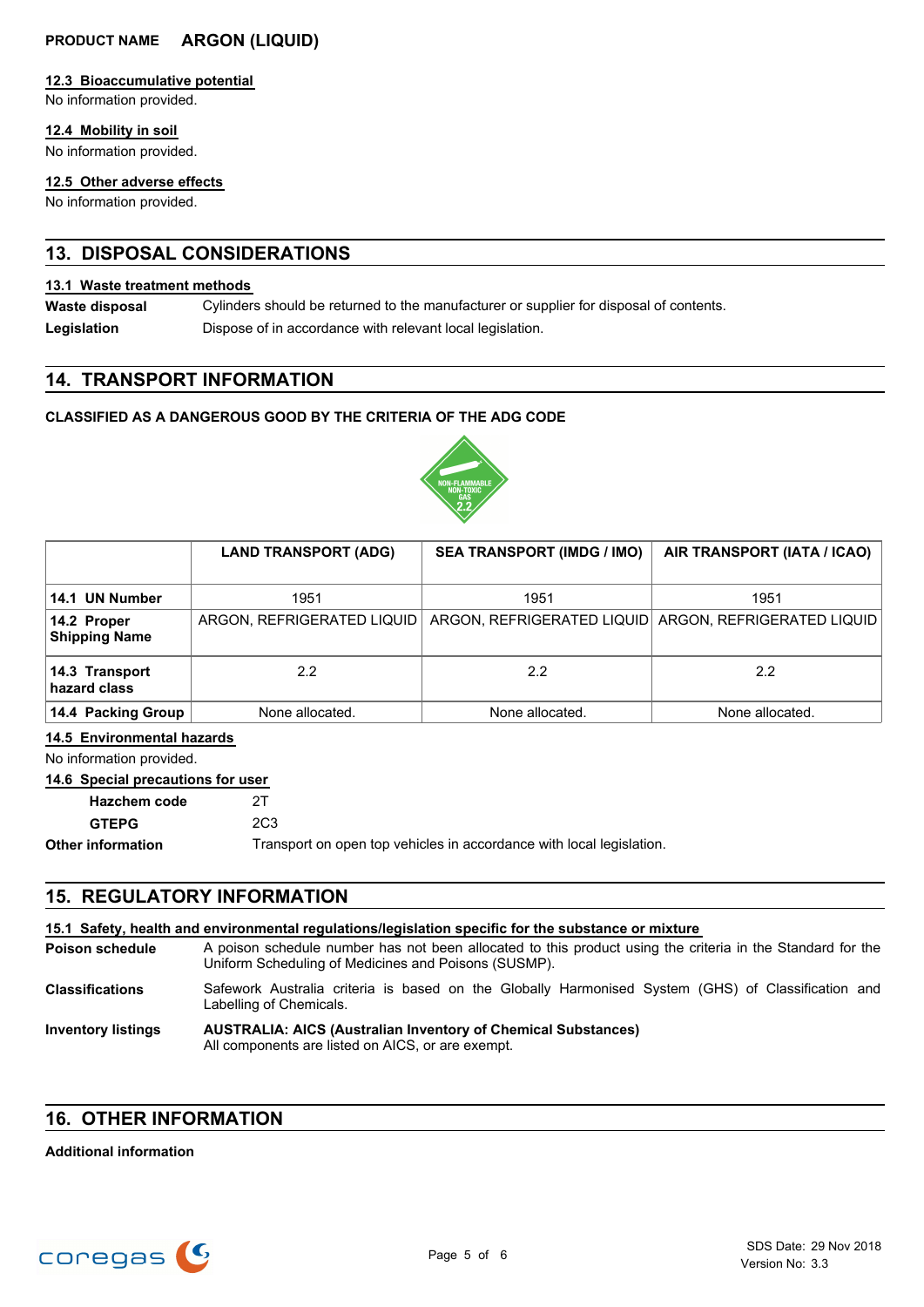#### 12.3 Bioaccumulative potential

No information provided.

#### 12.4 Mobility in soil

No information provided.

#### 12.5 Other adverse effects

No information provided.

## 13. DISPOSAL CONSIDERATIONS

#### 13.1 Waste treatment methods

**Waste disposal** Cylinders should be returned to the manufacturer or supplier for disposal of contents.

**Legislation** Dispose of in accordance with relevant local legislation.

## 14. TRANSPORT INFORMATION

**CLASSIFIED AS A DANGEROUS GOOD BY THE CRITERIA OF THE ADG CODE**

| | LAND TRANSPORT (ADG) | SEA TRANSPORT (IMDG / IMO) | AIR TRANSPORT (IATA / ICAO) |
|---|---|---|---|
| **14.1 UN Number** | 1951 | 1951 | 1951 |
| **14.2 Proper Shipping Name** | ARGON, REFRIGERATED LIQUID | ARGON, REFRIGERATED LIQUID | ARGON, REFRIGERATED LIQUID |
| **14.3 Transport hazard class** | 2.2 | 2.2 | 2.2 |
| **14.4 Packing Group** | None allocated. | None allocated. | None allocated. |

#### 14.5 Environmental hazards

No information provided.

#### 14.6 Special precautions for user

**Hazchem code** 2T

**GTEPG** 2C3

**Other information** Transport on open top vehicles in accordance with local legislation.

## 15. REGULATORY INFORMATION

#### 15.1 Safety, health and environmental regulations/legislation specific for the substance or mixture

**Poison schedule** A poison schedule number has not been allocated to this product using the criteria in the Standard for the Uniform Scheduling of Medicines and Poisons (SUSMP).

**Classifications** Safework Australia criteria is based on the Globally Harmonised System (GHS) of Classification and Labelling of Chemicals.

**Inventory listings** **AUSTRALIA: AICS (Australian Inventory of Chemical Substances)**
All components are listed on AICS, or are exempt.

## 16. OTHER INFORMATION

**Additional information**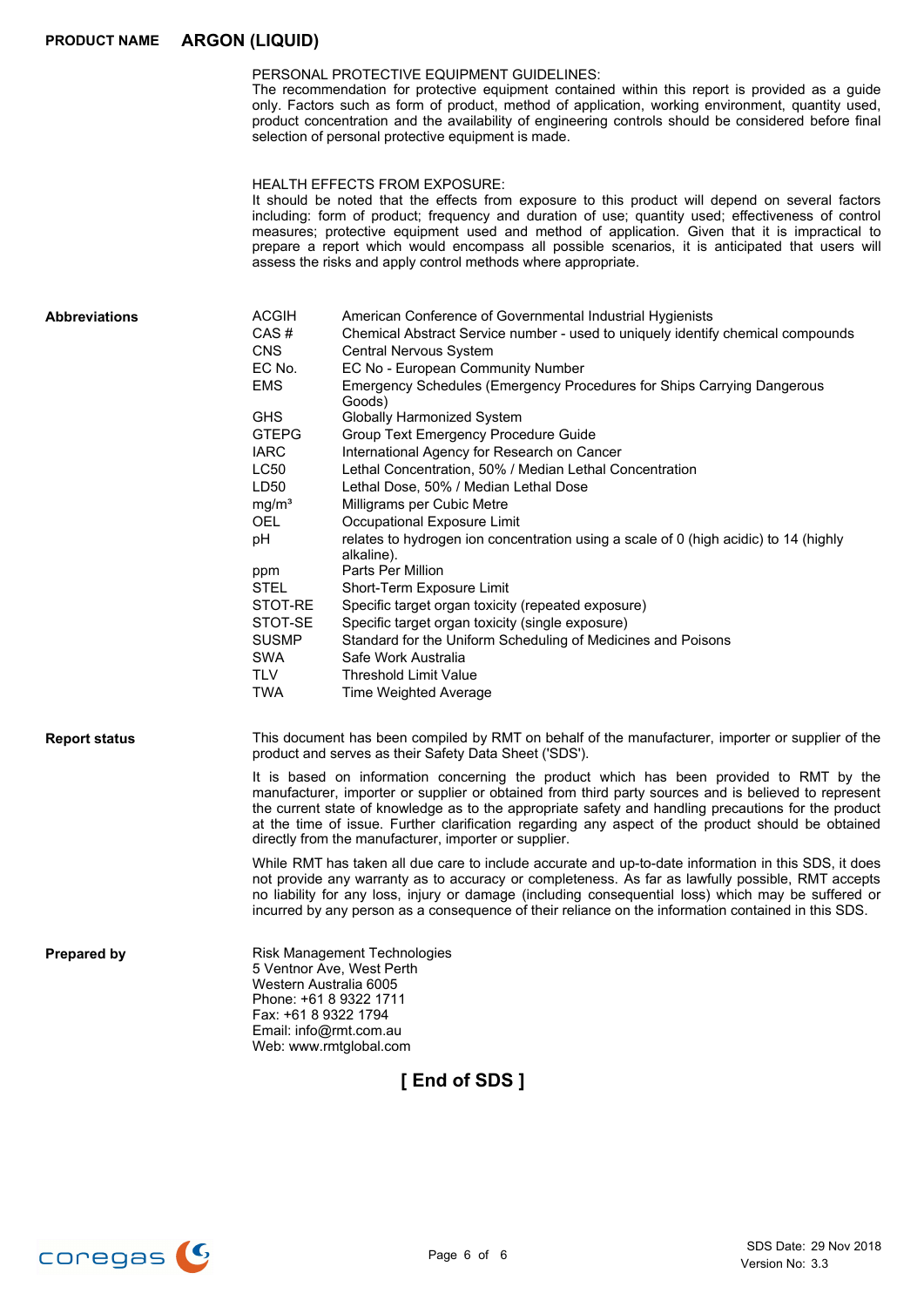PERSONAL PROTECTIVE EQUIPMENT GUIDELINES:
The recommendation for protective equipment contained within this report is provided as a guide only. Factors such as form of product, method of application, working environment, quantity used, product concentration and the availability of engineering controls should be considered before final selection of personal protective equipment is made.

HEALTH EFFECTS FROM EXPOSURE:
It should be noted that the effects from exposure to this product will depend on several factors including: form of product; frequency and duration of use; quantity used; effectiveness of control measures; protective equipment used and method of application. Given that it is impractical to prepare a report which would encompass all possible scenarios, it is anticipated that users will assess the risks and apply control methods where appropriate.

**Abbreviations**

| | |
|---|---|
| ACGIH | American Conference of Governmental Industrial Hygienists |
| CAS # | Chemical Abstract Service number - used to uniquely identify chemical compounds |
| CNS | Central Nervous System |
| EC No. | EC No - European Community Number |
| EMS | Emergency Schedules (Emergency Procedures for Ships Carrying Dangerous Goods) |
| GHS | Globally Harmonized System |
| GTEPG | Group Text Emergency Procedure Guide |
| IARC | International Agency for Research on Cancer |
| LC50 | Lethal Concentration, 50% / Median Lethal Concentration |
| LD50 | Lethal Dose, 50% / Median Lethal Dose |
| $mg/m^3$ | Milligrams per Cubic Metre |
| OEL | Occupational Exposure Limit |
| pH | relates to hydrogen ion concentration using a scale of 0 (high acidic) to 14 (highly alkaline). |
| ppm | Parts Per Million |
| STEL | Short-Term Exposure Limit |
| STOT-RE | Specific target organ toxicity (repeated exposure) |
| STOT-SE | Specific target organ toxicity (single exposure) |
| SUSMP | Standard for the Uniform Scheduling of Medicines and Poisons |
| SWA | Safe Work Australia |
| TLV | Threshold Limit Value |
| TWA | Time Weighted Average |

**Report status**

This document has been compiled by RMT on behalf of the manufacturer, importer or supplier of the product and serves as their Safety Data Sheet ('SDS').

It is based on information concerning the product which has been provided to RMT by the manufacturer, importer or supplier or obtained from third party sources and is believed to represent the current state of knowledge as to the appropriate safety and handling precautions for the product at the time of issue. Further clarification regarding any aspect of the product should be obtained directly from the manufacturer, importer or supplier.

While RMT has taken all due care to include accurate and up-to-date information in this SDS, it does not provide any warranty as to accuracy or completeness. As far as lawfully possible, RMT accepts no liability for any loss, injury or damage (including consequential loss) which may be suffered or incurred by any person as a consequence of their reliance on the information contained in this SDS.

**Prepared by**

Risk Management Technologies
5 Ventnor Ave, West Perth
Western Australia 6005
Phone: +61 8 9322 1711
Fax: +61 8 9322 1794
Email: info@rmt.com.au
Web: www.rmtglobal.com

**[ End of SDS ]**